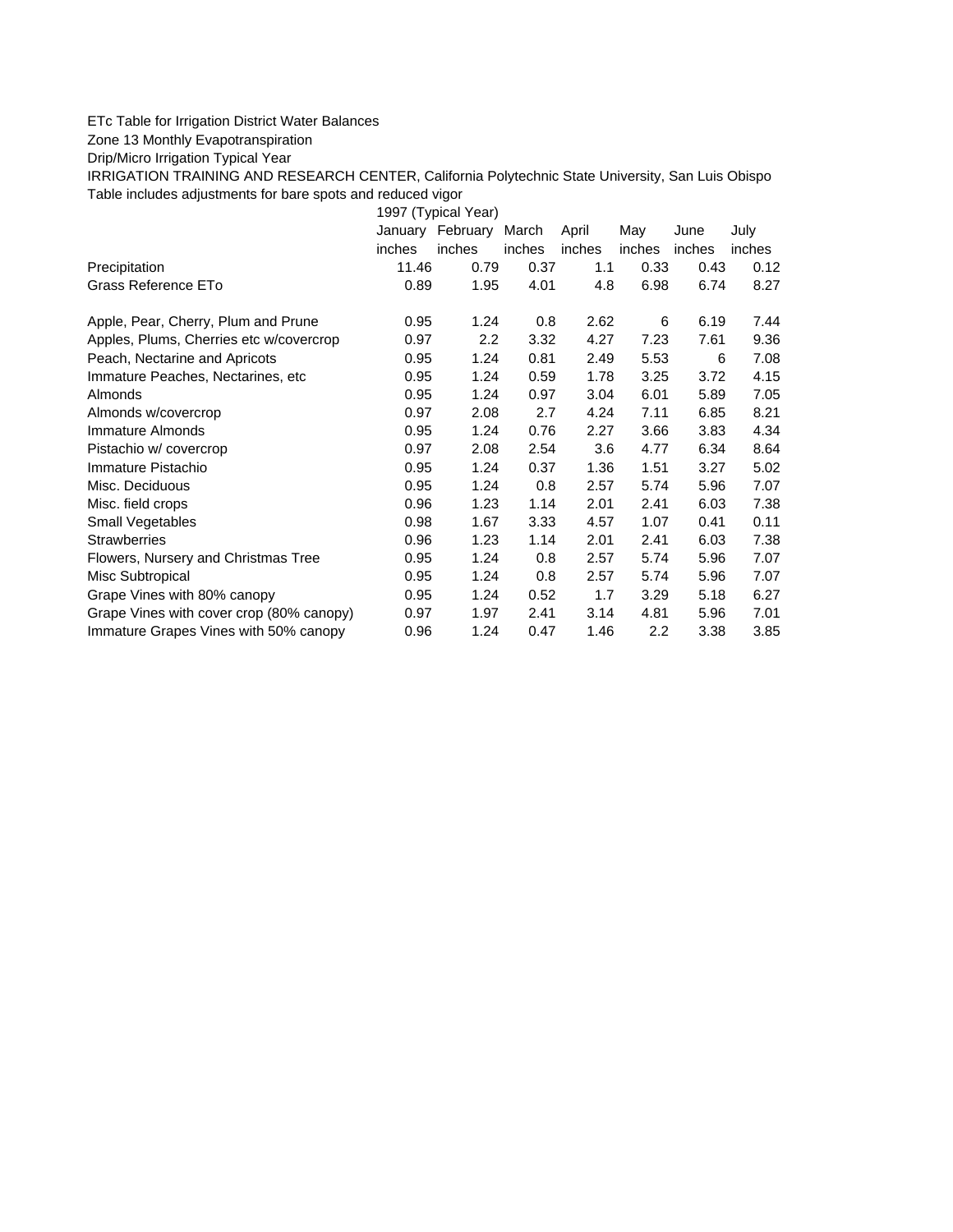ETc Table for Irrigation District Water Balances

Zone 13 Monthly Evapotranspiration

Drip/Micro Irrigation Typical Year

IRRIGATION TRAINING AND RESEARCH CENTER, California Polytechnic State University, San Luis Obispo

Table includes adjustments for bare spots and reduced vigor

| | 1997 (Typical Year) | | | | | | |
|---|---|---|---|---|---|---|---|
| | January | February | March | April | May | June | July |
| | inches | inches | inches | inches | inches | inches | inches |
| Precipitation | 11.46 | 0.79 | 0.37 | 1.1 | 0.33 | 0.43 | 0.12 |
| Grass Reference ETo | 0.89 | 1.95 | 4.01 | 4.8 | 6.98 | 6.74 | 8.27 |
| | | | | | | | |
| Apple, Pear, Cherry, Plum and Prune | 0.95 | 1.24 | 0.8 | 2.62 | 6 | 6.19 | 7.44 |
| Apples, Plums, Cherries etc w/covercrop | 0.97 | 2.2 | 3.32 | 4.27 | 7.23 | 7.61 | 9.36 |
| Peach, Nectarine and Apricots | 0.95 | 1.24 | 0.81 | 2.49 | 5.53 | 6 | 7.08 |
| Immature Peaches, Nectarines, etc | 0.95 | 1.24 | 0.59 | 1.78 | 3.25 | 3.72 | 4.15 |
| Almonds | 0.95 | 1.24 | 0.97 | 3.04 | 6.01 | 5.89 | 7.05 |
| Almonds w/covercrop | 0.97 | 2.08 | 2.7 | 4.24 | 7.11 | 6.85 | 8.21 |
| Immature Almonds | 0.95 | 1.24 | 0.76 | 2.27 | 3.66 | 3.83 | 4.34 |
| Pistachio w/ covercrop | 0.97 | 2.08 | 2.54 | 3.6 | 4.77 | 6.34 | 8.64 |
| Immature Pistachio | 0.95 | 1.24 | 0.37 | 1.36 | 1.51 | 3.27 | 5.02 |
| Misc. Deciduous | 0.95 | 1.24 | 0.8 | 2.57 | 5.74 | 5.96 | 7.07 |
| Misc. field crops | 0.96 | 1.23 | 1.14 | 2.01 | 2.41 | 6.03 | 7.38 |
| Small Vegetables | 0.98 | 1.67 | 3.33 | 4.57 | 1.07 | 0.41 | 0.11 |
| Strawberries | 0.96 | 1.23 | 1.14 | 2.01 | 2.41 | 6.03 | 7.38 |
| Flowers, Nursery and Christmas Tree | 0.95 | 1.24 | 0.8 | 2.57 | 5.74 | 5.96 | 7.07 |
| Misc Subtropical | 0.95 | 1.24 | 0.8 | 2.57 | 5.74 | 5.96 | 7.07 |
| Grape Vines with 80% canopy | 0.95 | 1.24 | 0.52 | 1.7 | 3.29 | 5.18 | 6.27 |
| Grape Vines with cover crop (80% canopy) | 0.97 | 1.97 | 2.41 | 3.14 | 4.81 | 5.96 | 7.01 |
| Immature Grapes Vines with 50% canopy | 0.96 | 1.24 | 0.47 | 1.46 | 2.2 | 3.38 | 3.85 |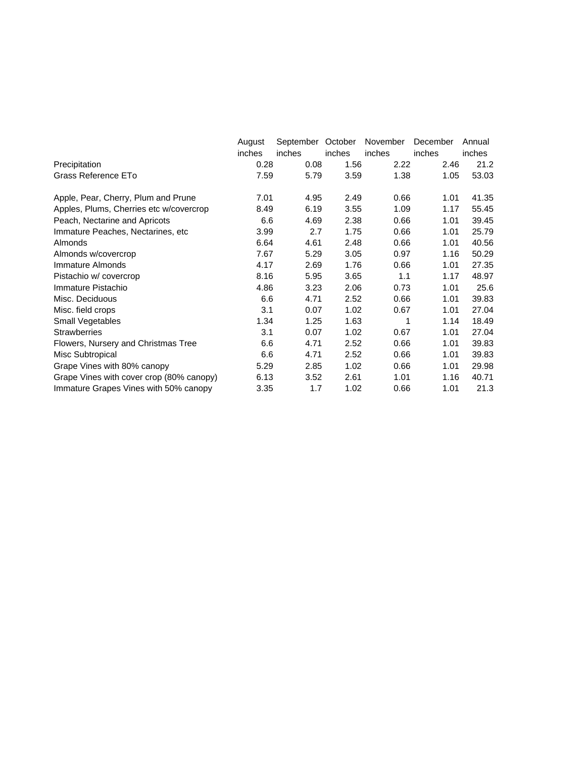| | August inches | September inches | October inches | November inches | December inches | Annual inches |
|---|---|---|---|---|---|---|
| Precipitation | 0.28 | 0.08 | 1.56 | 2.22 | 2.46 | 21.2 |
| Grass Reference ETo | 7.59 | 5.79 | 3.59 | 1.38 | 1.05 | 53.03 |
| | | | | | | |
| Apple, Pear, Cherry, Plum and Prune | 7.01 | 4.95 | 2.49 | 0.66 | 1.01 | 41.35 |
| Apples, Plums, Cherries etc w/covercrop | 8.49 | 6.19 | 3.55 | 1.09 | 1.17 | 55.45 |
| Peach, Nectarine and Apricots | 6.6 | 4.69 | 2.38 | 0.66 | 1.01 | 39.45 |
| Immature Peaches, Nectarines, etc | 3.99 | 2.7 | 1.75 | 0.66 | 1.01 | 25.79 |
| Almonds | 6.64 | 4.61 | 2.48 | 0.66 | 1.01 | 40.56 |
| Almonds w/covercrop | 7.67 | 5.29 | 3.05 | 0.97 | 1.16 | 50.29 |
| Immature Almonds | 4.17 | 2.69 | 1.76 | 0.66 | 1.01 | 27.35 |
| Pistachio w/ covercrop | 8.16 | 5.95 | 3.65 | 1.1 | 1.17 | 48.97 |
| Immature Pistachio | 4.86 | 3.23 | 2.06 | 0.73 | 1.01 | 25.6 |
| Misc. Deciduous | 6.6 | 4.71 | 2.52 | 0.66 | 1.01 | 39.83 |
| Misc. field crops | 3.1 | 0.07 | 1.02 | 0.67 | 1.01 | 27.04 |
| Small Vegetables | 1.34 | 1.25 | 1.63 | 1 | 1.14 | 18.49 |
| Strawberries | 3.1 | 0.07 | 1.02 | 0.67 | 1.01 | 27.04 |
| Flowers, Nursery and Christmas Tree | 6.6 | 4.71 | 2.52 | 0.66 | 1.01 | 39.83 |
| Misc Subtropical | 6.6 | 4.71 | 2.52 | 0.66 | 1.01 | 39.83 |
| Grape Vines with 80% canopy | 5.29 | 2.85 | 1.02 | 0.66 | 1.01 | 29.98 |
| Grape Vines with cover crop (80% canopy) | 6.13 | 3.52 | 2.61 | 1.01 | 1.16 | 40.71 |
| Immature Grapes Vines with 50% canopy | 3.35 | 1.7 | 1.02 | 0.66 | 1.01 | 21.3 |